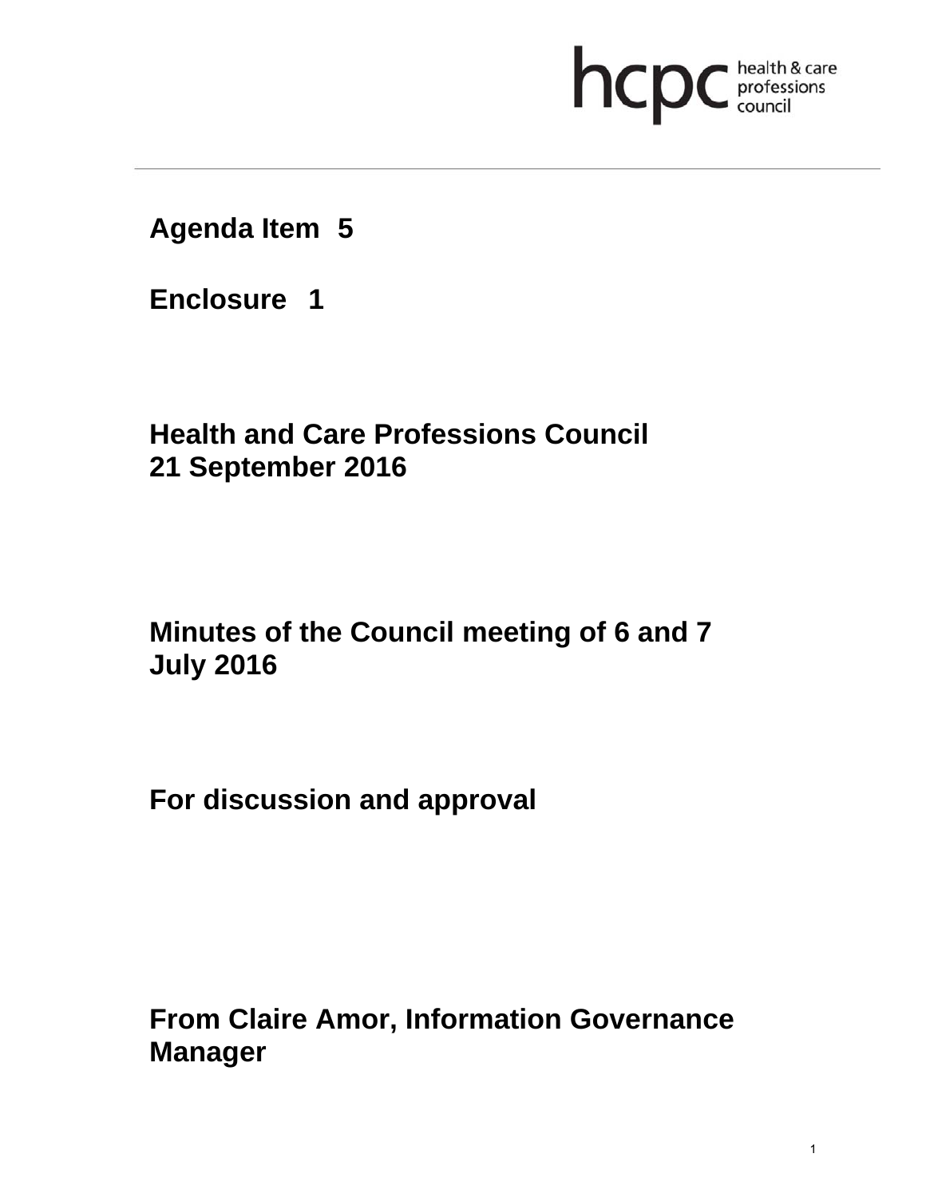**Agenda Item 5**

**Enclosure 1**

**Health and Care Professions Council**
**21 September 2016**

**Minutes of the Council meeting of 6 and 7 July 2016**

**For discussion and approval**

**From Claire Amor, Information Governance Manager**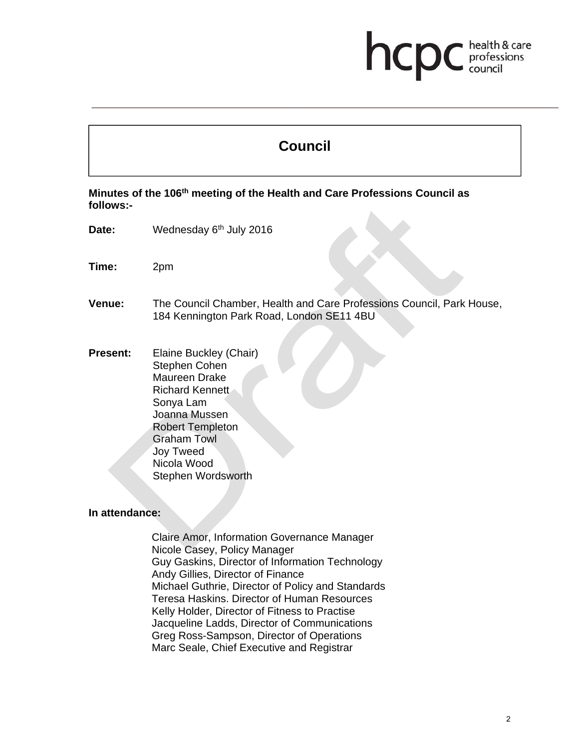# Council

**Minutes of the 106th meeting of the Health and Care Professions Council as follows:-**

**Date:** Wednesday 6th July 2016

**Time:** 2pm

**Venue:** The Council Chamber, Health and Care Professions Council, Park House, 184 Kennington Park Road, London SE11 4BU

**Present:** Elaine Buckley (Chair)
Stephen Cohen
Maureen Drake
Richard Kennett
Sonya Lam
Joanna Mussen
Robert Templeton
Graham Towl
Joy Tweed
Nicola Wood
Stephen Wordsworth

**In attendance:**

Claire Amor, Information Governance Manager
Nicole Casey, Policy Manager
Guy Gaskins, Director of Information Technology
Andy Gillies, Director of Finance
Michael Guthrie, Director of Policy and Standards
Teresa Haskins. Director of Human Resources
Kelly Holder, Director of Fitness to Practise
Jacqueline Ladds, Director of Communications
Greg Ross-Sampson, Director of Operations
Marc Seale, Chief Executive and Registrar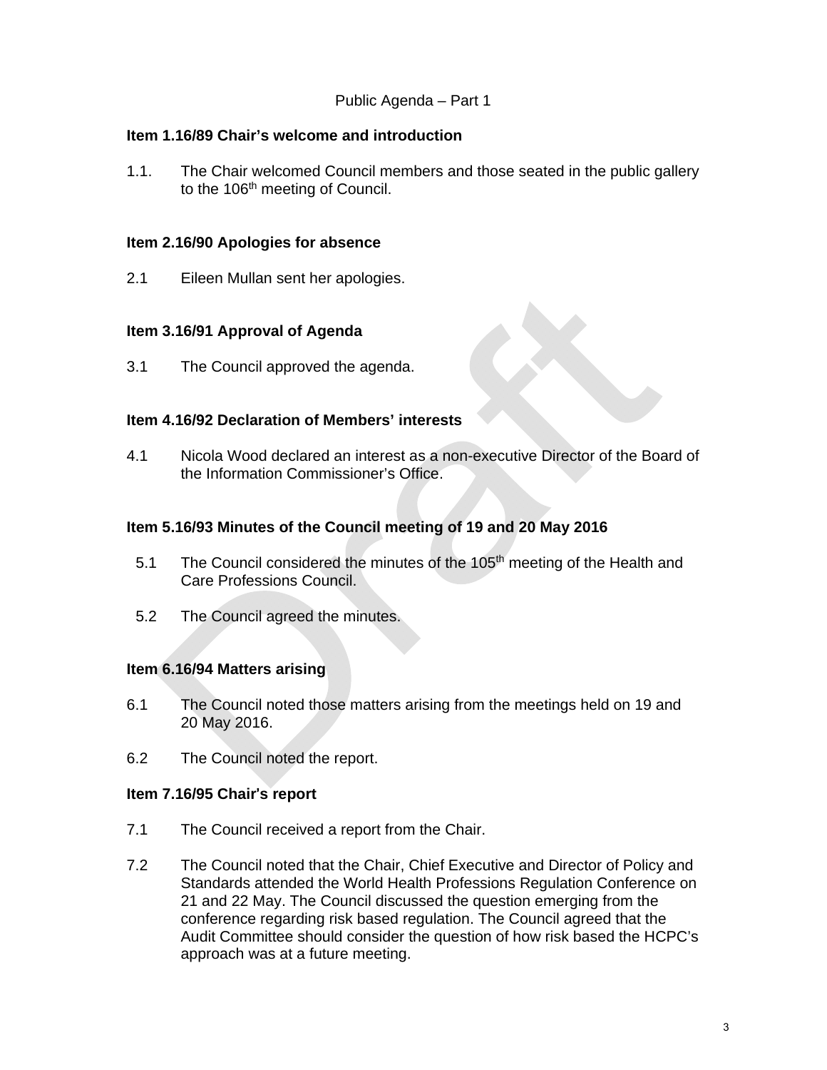Public Agenda – Part 1

**Item 1.16/89 Chair's welcome and introduction**

1.1. The Chair welcomed Council members and those seated in the public gallery to the 106th meeting of Council.

**Item 2.16/90 Apologies for absence**

2.1 Eileen Mullan sent her apologies.

**Item 3.16/91 Approval of Agenda**

3.1 The Council approved the agenda.

**Item 4.16/92 Declaration of Members' interests**

4.1 Nicola Wood declared an interest as a non-executive Director of the Board of the Information Commissioner's Office.

**Item 5.16/93 Minutes of the Council meeting of 19 and 20 May 2016**

5.1 The Council considered the minutes of the 105th meeting of the Health and Care Professions Council.

5.2 The Council agreed the minutes.

**Item 6.16/94 Matters arising**

6.1 The Council noted those matters arising from the meetings held on 19 and 20 May 2016.

6.2 The Council noted the report.

**Item 7.16/95 Chair's report**

7.1 The Council received a report from the Chair.

7.2 The Council noted that the Chair, Chief Executive and Director of Policy and Standards attended the World Health Professions Regulation Conference on 21 and 22 May. The Council discussed the question emerging from the conference regarding risk based regulation. The Council agreed that the Audit Committee should consider the question of how risk based the HCPC's approach was at a future meeting.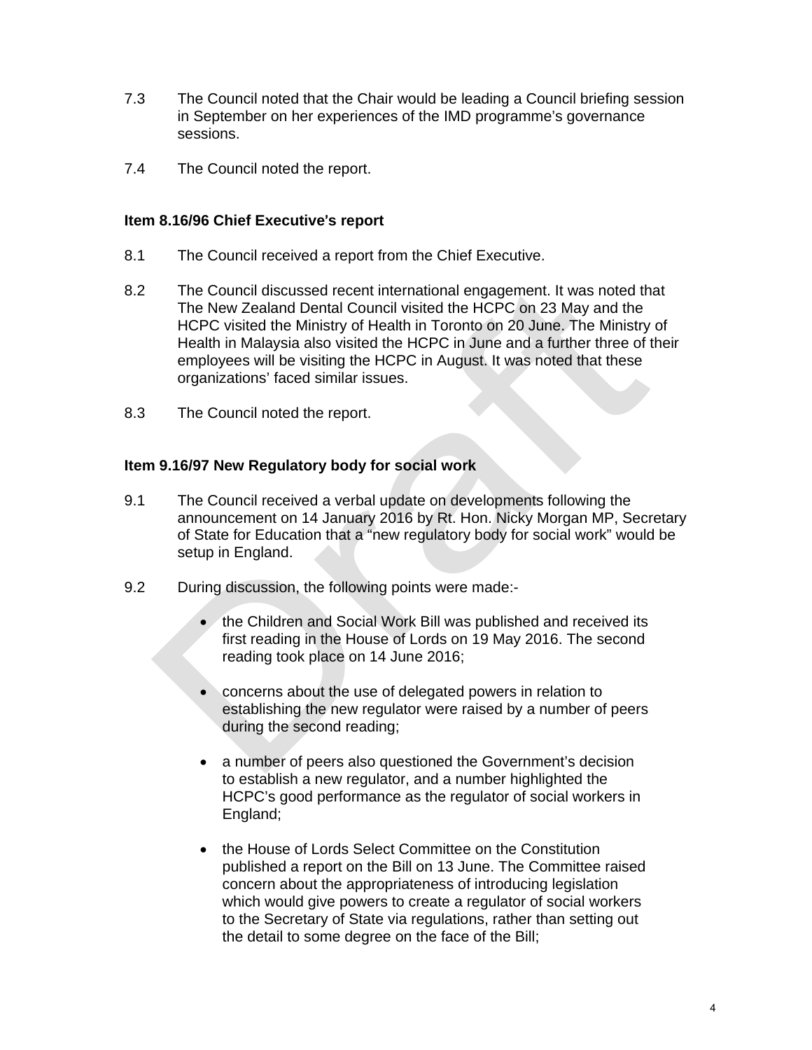7.3 The Council noted that the Chair would be leading a Council briefing session in September on her experiences of the IMD programme's governance sessions.

7.4 The Council noted the report.

**Item 8.16/96 Chief Executive's report**

8.1 The Council received a report from the Chief Executive.

8.2 The Council discussed recent international engagement. It was noted that The New Zealand Dental Council visited the HCPC on 23 May and the HCPC visited the Ministry of Health in Toronto on 20 June. The Ministry of Health in Malaysia also visited the HCPC in June and a further three of their employees will be visiting the HCPC in August. It was noted that these organizations' faced similar issues.

8.3 The Council noted the report.

**Item 9.16/97 New Regulatory body for social work**

9.1 The Council received a verbal update on developments following the announcement on 14 January 2016 by Rt. Hon. Nicky Morgan MP, Secretary of State for Education that a "new regulatory body for social work" would be setup in England.

9.2 During discussion, the following points were made:-

- the Children and Social Work Bill was published and received its first reading in the House of Lords on 19 May 2016. The second reading took place on 14 June 2016;

- concerns about the use of delegated powers in relation to establishing the new regulator were raised by a number of peers during the second reading;

- a number of peers also questioned the Government's decision to establish a new regulator, and a number highlighted the HCPC's good performance as the regulator of social workers in England;

- the House of Lords Select Committee on the Constitution published a report on the Bill on 13 June. The Committee raised concern about the appropriateness of introducing legislation which would give powers to create a regulator of social workers to the Secretary of State via regulations, rather than setting out the detail to some degree on the face of the Bill;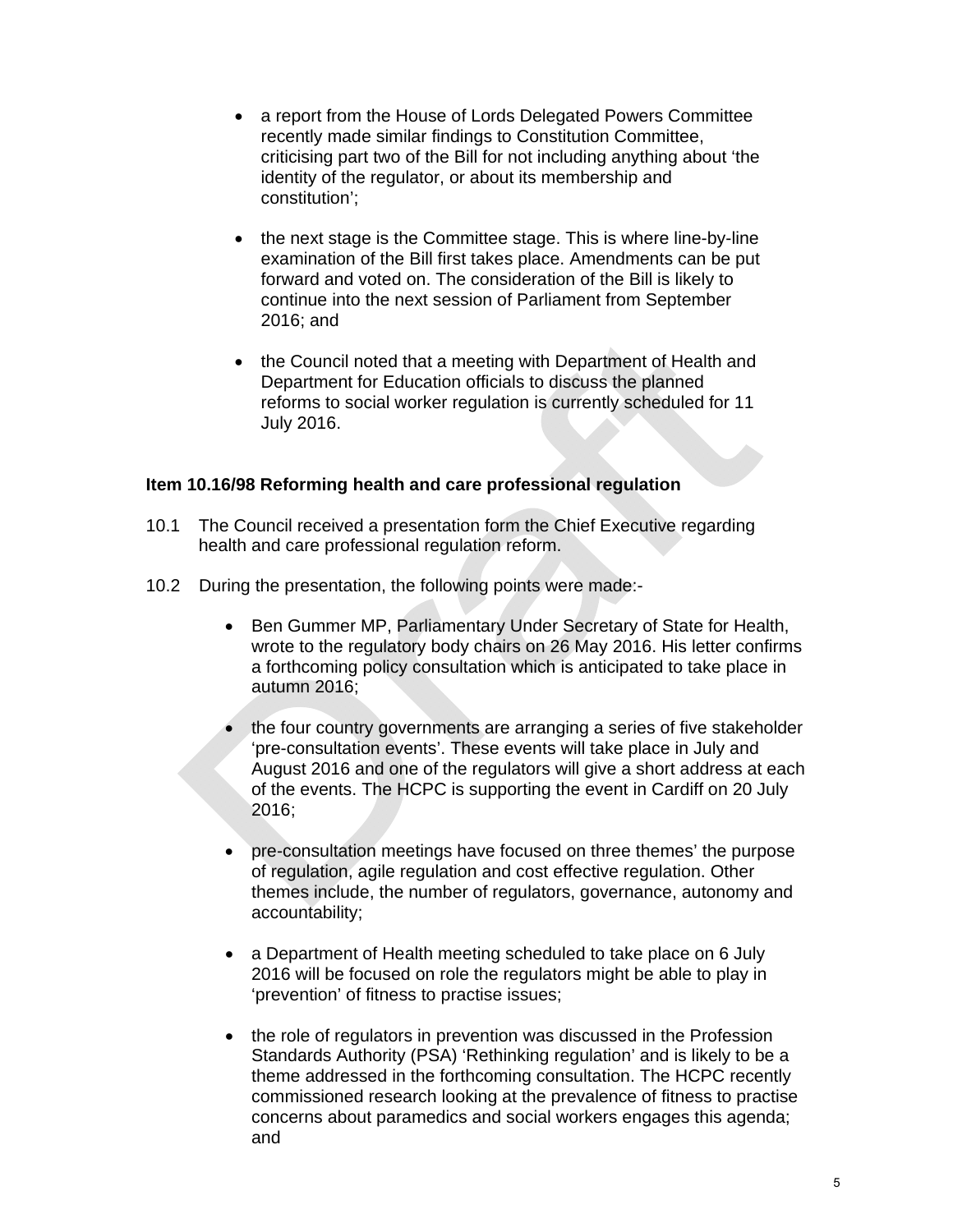- a report from the House of Lords Delegated Powers Committee recently made similar findings to Constitution Committee, criticising part two of the Bill for not including anything about 'the identity of the regulator, or about its membership and constitution';

- the next stage is the Committee stage. This is where line-by-line examination of the Bill first takes place. Amendments can be put forward and voted on. The consideration of the Bill is likely to continue into the next session of Parliament from September 2016; and

- the Council noted that a meeting with Department of Health and Department for Education officials to discuss the planned reforms to social worker regulation is currently scheduled for 11 July 2016.

**Item 10.16/98 Reforming health and care professional regulation**

10.1 The Council received a presentation form the Chief Executive regarding health and care professional regulation reform.

10.2 During the presentation, the following points were made:-

- Ben Gummer MP, Parliamentary Under Secretary of State for Health, wrote to the regulatory body chairs on 26 May 2016. His letter confirms a forthcoming policy consultation which is anticipated to take place in autumn 2016;

- the four country governments are arranging a series of five stakeholder 'pre-consultation events'. These events will take place in July and August 2016 and one of the regulators will give a short address at each of the events. The HCPC is supporting the event in Cardiff on 20 July 2016;

- pre-consultation meetings have focused on three themes' the purpose of regulation, agile regulation and cost effective regulation. Other themes include, the number of regulators, governance, autonomy and accountability;

- a Department of Health meeting scheduled to take place on 6 July 2016 will be focused on role the regulators might be able to play in 'prevention' of fitness to practise issues;

- the role of regulators in prevention was discussed in the Profession Standards Authority (PSA) 'Rethinking regulation' and is likely to be a theme addressed in the forthcoming consultation. The HCPC recently commissioned research looking at the prevalence of fitness to practise concerns about paramedics and social workers engages this agenda; and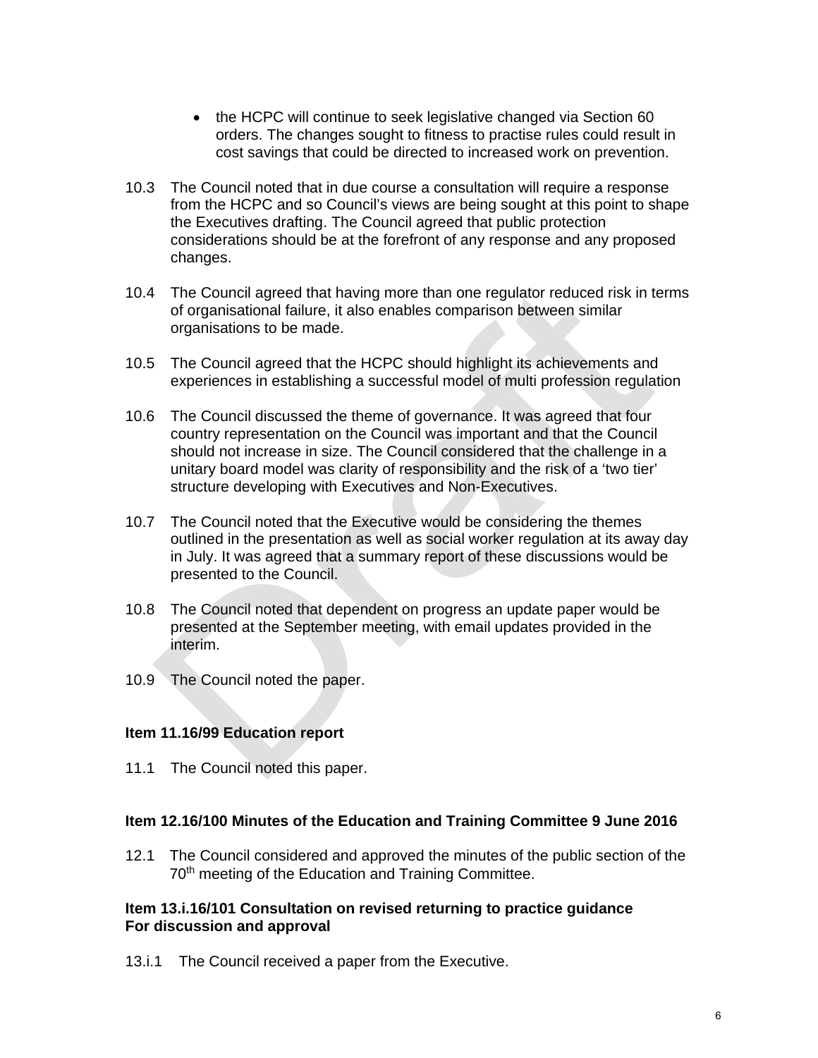- the HCPC will continue to seek legislative changed via Section 60 orders. The changes sought to fitness to practise rules could result in cost savings that could be directed to increased work on prevention.

10.3 The Council noted that in due course a consultation will require a response from the HCPC and so Council's views are being sought at this point to shape the Executives drafting. The Council agreed that public protection considerations should be at the forefront of any response and any proposed changes.

10.4 The Council agreed that having more than one regulator reduced risk in terms of organisational failure, it also enables comparison between similar organisations to be made.

10.5 The Council agreed that the HCPC should highlight its achievements and experiences in establishing a successful model of multi profession regulation

10.6 The Council discussed the theme of governance. It was agreed that four country representation on the Council was important and that the Council should not increase in size. The Council considered that the challenge in a unitary board model was clarity of responsibility and the risk of a 'two tier' structure developing with Executives and Non-Executives.

10.7 The Council noted that the Executive would be considering the themes outlined in the presentation as well as social worker regulation at its away day in July. It was agreed that a summary report of these discussions would be presented to the Council.

10.8 The Council noted that dependent on progress an update paper would be presented at the September meeting, with email updates provided in the interim.

10.9 The Council noted the paper.

**Item 11.16/99 Education report**

11.1 The Council noted this paper.

**Item 12.16/100 Minutes of the Education and Training Committee 9 June 2016**

12.1 The Council considered and approved the minutes of the public section of the 70th meeting of the Education and Training Committee.

**Item 13.i.16/101 Consultation on revised returning to practice guidance For discussion and approval**

13.i.1 The Council received a paper from the Executive.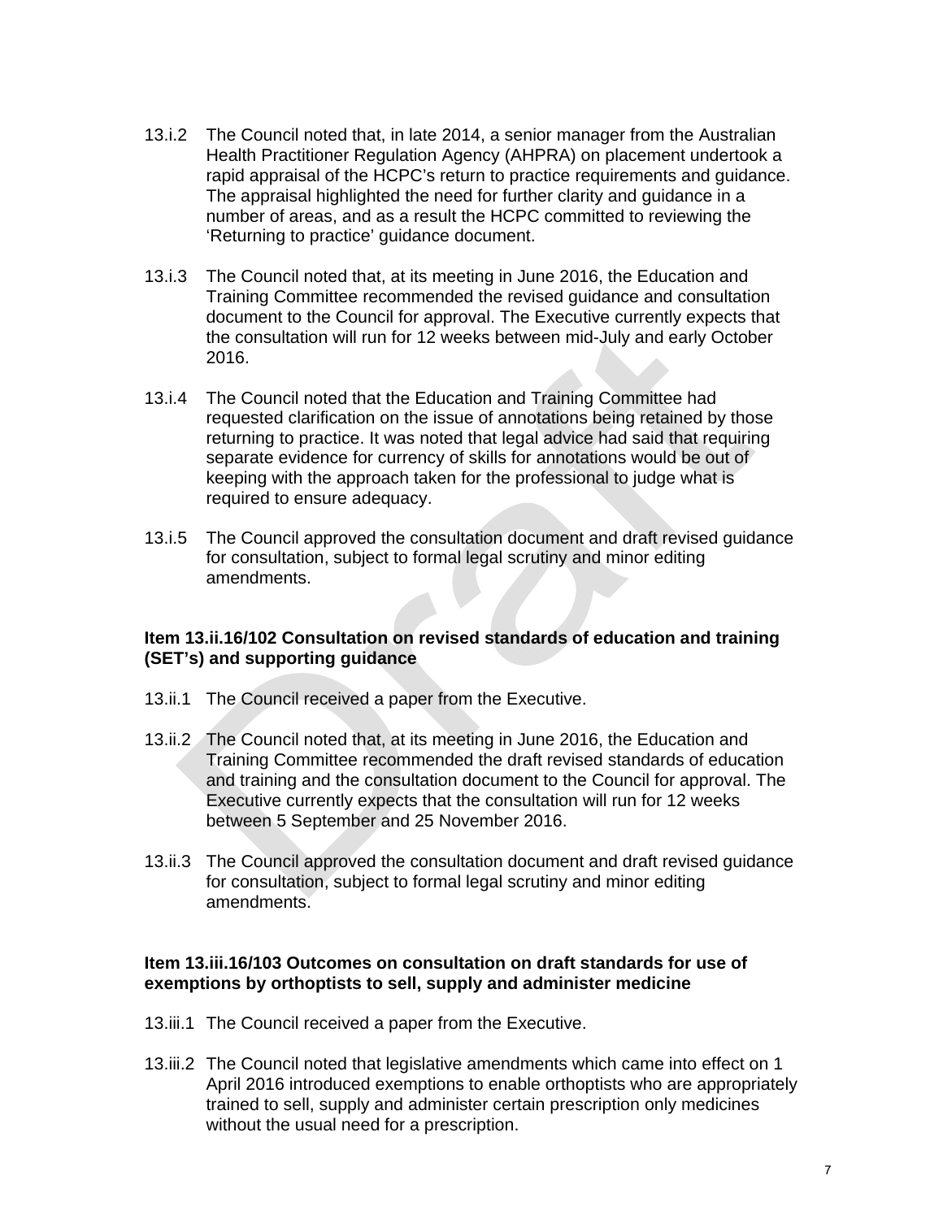13.i.2 The Council noted that, in late 2014, a senior manager from the Australian Health Practitioner Regulation Agency (AHPRA) on placement undertook a rapid appraisal of the HCPC's return to practice requirements and guidance. The appraisal highlighted the need for further clarity and guidance in a number of areas, and as a result the HCPC committed to reviewing the 'Returning to practice' guidance document.

13.i.3 The Council noted that, at its meeting in June 2016, the Education and Training Committee recommended the revised guidance and consultation document to the Council for approval. The Executive currently expects that the consultation will run for 12 weeks between mid-July and early October 2016.

13.i.4 The Council noted that the Education and Training Committee had requested clarification on the issue of annotations being retained by those returning to practice. It was noted that legal advice had said that requiring separate evidence for currency of skills for annotations would be out of keeping with the approach taken for the professional to judge what is required to ensure adequacy.

13.i.5 The Council approved the consultation document and draft revised guidance for consultation, subject to formal legal scrutiny and minor editing amendments.

**Item 13.ii.16/102 Consultation on revised standards of education and training (SET's) and supporting guidance**

13.ii.1 The Council received a paper from the Executive.

13.ii.2 The Council noted that, at its meeting in June 2016, the Education and Training Committee recommended the draft revised standards of education and training and the consultation document to the Council for approval. The Executive currently expects that the consultation will run for 12 weeks between 5 September and 25 November 2016.

13.ii.3 The Council approved the consultation document and draft revised guidance for consultation, subject to formal legal scrutiny and minor editing amendments.

**Item 13.iii.16/103 Outcomes on consultation on draft standards for use of exemptions by orthoptists to sell, supply and administer medicine**

13.iii.1 The Council received a paper from the Executive.

13.iii.2 The Council noted that legislative amendments which came into effect on 1 April 2016 introduced exemptions to enable orthoptists who are appropriately trained to sell, supply and administer certain prescription only medicines without the usual need for a prescription.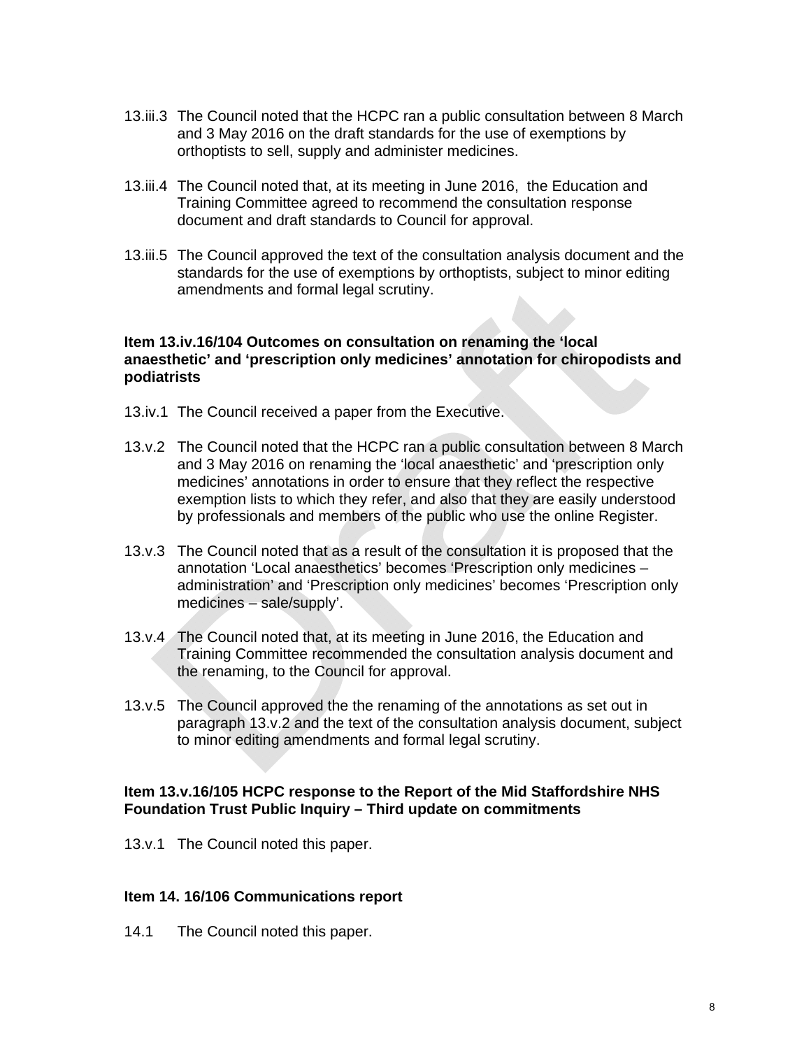13.iii.3 The Council noted that the HCPC ran a public consultation between 8 March and 3 May 2016 on the draft standards for the use of exemptions by orthoptists to sell, supply and administer medicines.

13.iii.4 The Council noted that, at its meeting in June 2016, the Education and Training Committee agreed to recommend the consultation response document and draft standards to Council for approval.

13.iii.5 The Council approved the text of the consultation analysis document and the standards for the use of exemptions by orthoptists, subject to minor editing amendments and formal legal scrutiny.

**Item 13.iv.16/104 Outcomes on consultation on renaming the 'local anaesthetic' and 'prescription only medicines' annotation for chiropodists and podiatrists**

13.iv.1 The Council received a paper from the Executive.

13.v.2 The Council noted that the HCPC ran a public consultation between 8 March and 3 May 2016 on renaming the 'local anaesthetic' and 'prescription only medicines' annotations in order to ensure that they reflect the respective exemption lists to which they refer, and also that they are easily understood by professionals and members of the public who use the online Register.

13.v.3 The Council noted that as a result of the consultation it is proposed that the annotation 'Local anaesthetics' becomes 'Prescription only medicines – administration' and 'Prescription only medicines' becomes 'Prescription only medicines – sale/supply'.

13.v.4 The Council noted that, at its meeting in June 2016, the Education and Training Committee recommended the consultation analysis document and the renaming, to the Council for approval.

13.v.5 The Council approved the the renaming of the annotations as set out in paragraph 13.v.2 and the text of the consultation analysis document, subject to minor editing amendments and formal legal scrutiny.

**Item 13.v.16/105 HCPC response to the Report of the Mid Staffordshire NHS Foundation Trust Public Inquiry – Third update on commitments**

13.v.1 The Council noted this paper.

**Item 14. 16/106 Communications report**

14.1 The Council noted this paper.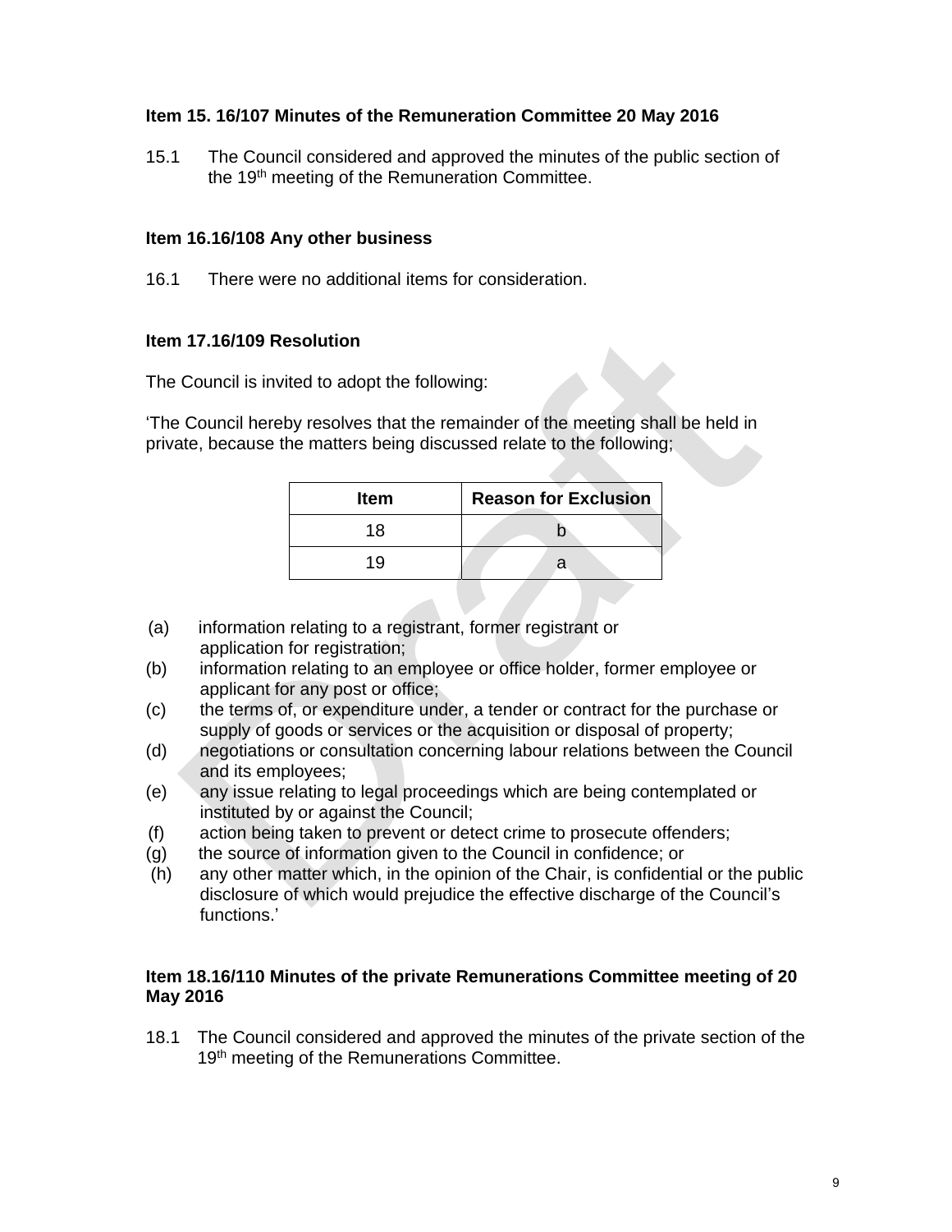**Item 15. 16/107 Minutes of the Remuneration Committee 20 May 2016**

15.1 The Council considered and approved the minutes of the public section of the 19th meeting of the Remuneration Committee.

**Item 16.16/108 Any other business**

16.1 There were no additional items for consideration.

**Item 17.16/109 Resolution**

The Council is invited to adopt the following:

'The Council hereby resolves that the remainder of the meeting shall be held in private, because the matters being discussed relate to the following;

| Item | Reason for Exclusion |
|---|---|
| 18 | b |
| 19 | a |

(a) information relating to a registrant, former registrant or application for registration;
(b) information relating to an employee or office holder, former employee or applicant for any post or office;
(c) the terms of, or expenditure under, a tender or contract for the purchase or supply of goods or services or the acquisition or disposal of property;
(d) negotiations or consultation concerning labour relations between the Council and its employees;
(e) any issue relating to legal proceedings which are being contemplated or instituted by or against the Council;
(f) action being taken to prevent or detect crime to prosecute offenders;
(g) the source of information given to the Council in confidence; or
(h) any other matter which, in the opinion of the Chair, is confidential or the public disclosure of which would prejudice the effective discharge of the Council's functions.'

**Item 18.16/110 Minutes of the private Remunerations Committee meeting of 20 May 2016**

18.1 The Council considered and approved the minutes of the private section of the 19th meeting of the Remunerations Committee.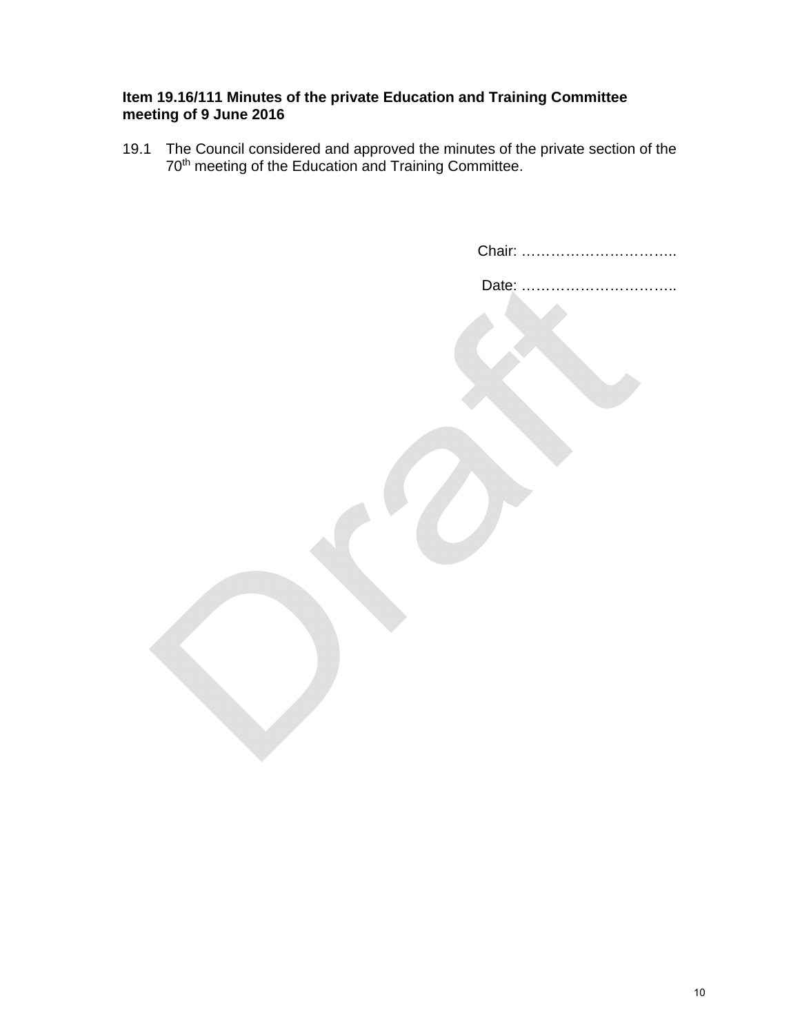**Item 19.16/111 Minutes of the private Education and Training Committee meeting of 9 June 2016**

19.1 The Council considered and approved the minutes of the private section of the 70th meeting of the Education and Training Committee.

Chair: …………………………..

Date: …………………………..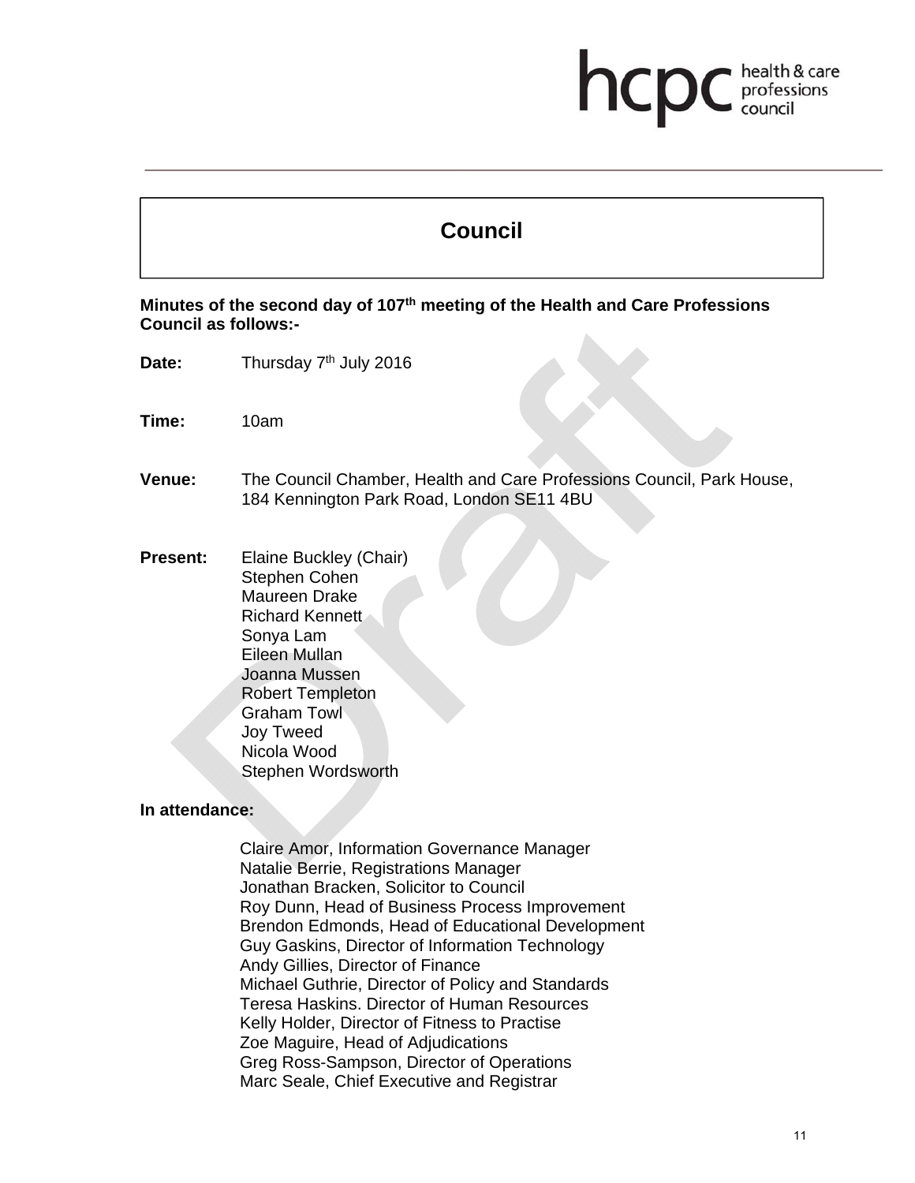# Council

**Minutes of the second day of 107th meeting of the Health and Care Professions Council as follows:-**

**Date:** Thursday 7th July 2016

**Time:** 10am

**Venue:** The Council Chamber, Health and Care Professions Council, Park House, 184 Kennington Park Road, London SE11 4BU

**Present:** Elaine Buckley (Chair)
Stephen Cohen
Maureen Drake
Richard Kennett
Sonya Lam
Eileen Mullan
Joanna Mussen
Robert Templeton
Graham Towl
Joy Tweed
Nicola Wood
Stephen Wordsworth

**In attendance:**

Claire Amor, Information Governance Manager
Natalie Berrie, Registrations Manager
Jonathan Bracken, Solicitor to Council
Roy Dunn, Head of Business Process Improvement
Brendon Edmonds, Head of Educational Development
Guy Gaskins, Director of Information Technology
Andy Gillies, Director of Finance
Michael Guthrie, Director of Policy and Standards
Teresa Haskins. Director of Human Resources
Kelly Holder, Director of Fitness to Practise
Zoe Maguire, Head of Adjudications
Greg Ross-Sampson, Director of Operations
Marc Seale, Chief Executive and Registrar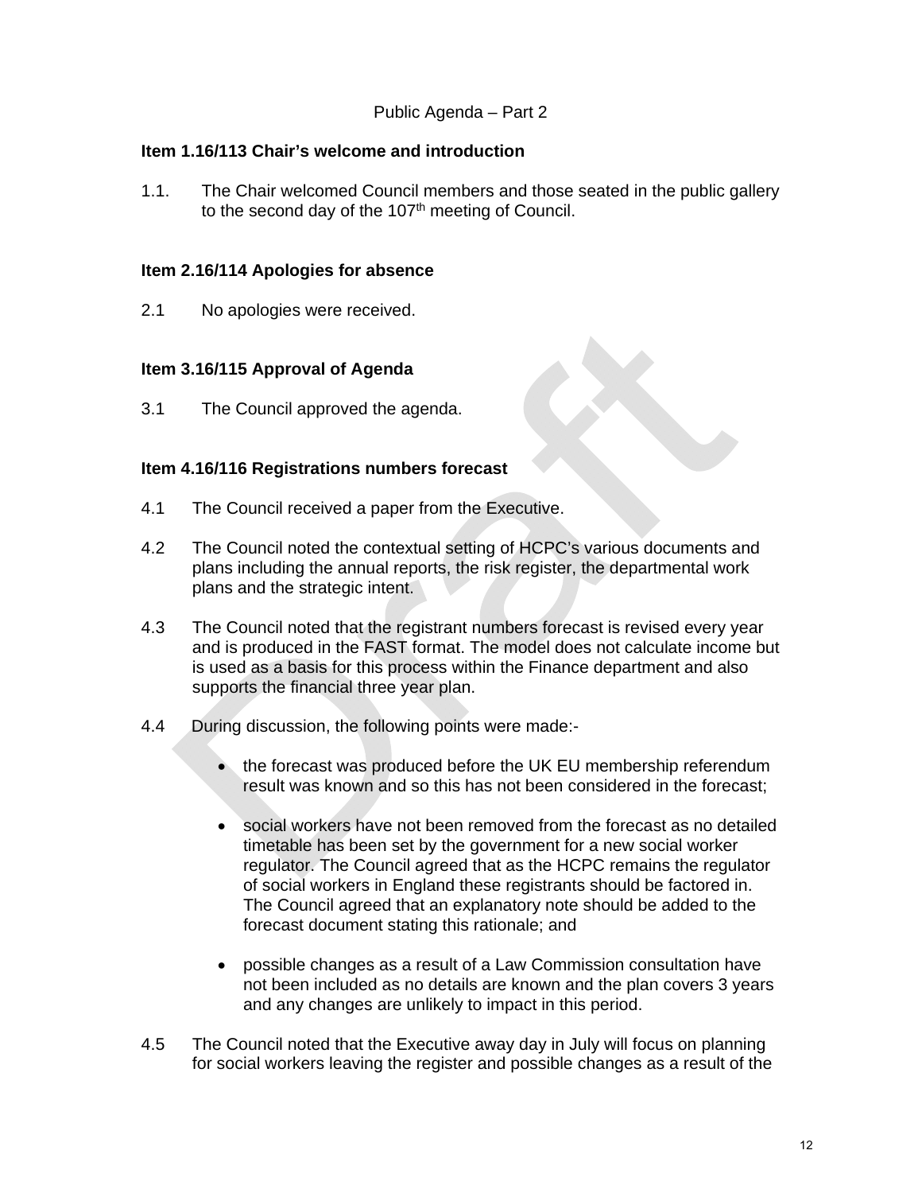Public Agenda – Part 2

**Item 1.16/113 Chair's welcome and introduction**

1.1. The Chair welcomed Council members and those seated in the public gallery to the second day of the 107th meeting of Council.

**Item 2.16/114 Apologies for absence**

2.1 No apologies were received.

**Item 3.16/115 Approval of Agenda**

3.1 The Council approved the agenda.

**Item 4.16/116 Registrations numbers forecast**

4.1 The Council received a paper from the Executive.

4.2 The Council noted the contextual setting of HCPC's various documents and plans including the annual reports, the risk register, the departmental work plans and the strategic intent.

4.3 The Council noted that the registrant numbers forecast is revised every year and is produced in the FAST format. The model does not calculate income but is used as a basis for this process within the Finance department and also supports the financial three year plan.

4.4 During discussion, the following points were made:-

- the forecast was produced before the UK EU membership referendum result was known and so this has not been considered in the forecast;

- social workers have not been removed from the forecast as no detailed timetable has been set by the government for a new social worker regulator. The Council agreed that as the HCPC remains the regulator of social workers in England these registrants should be factored in. The Council agreed that an explanatory note should be added to the forecast document stating this rationale; and

- possible changes as a result of a Law Commission consultation have not been included as no details are known and the plan covers 3 years and any changes are unlikely to impact in this period.

4.5 The Council noted that the Executive away day in July will focus on planning for social workers leaving the register and possible changes as a result of the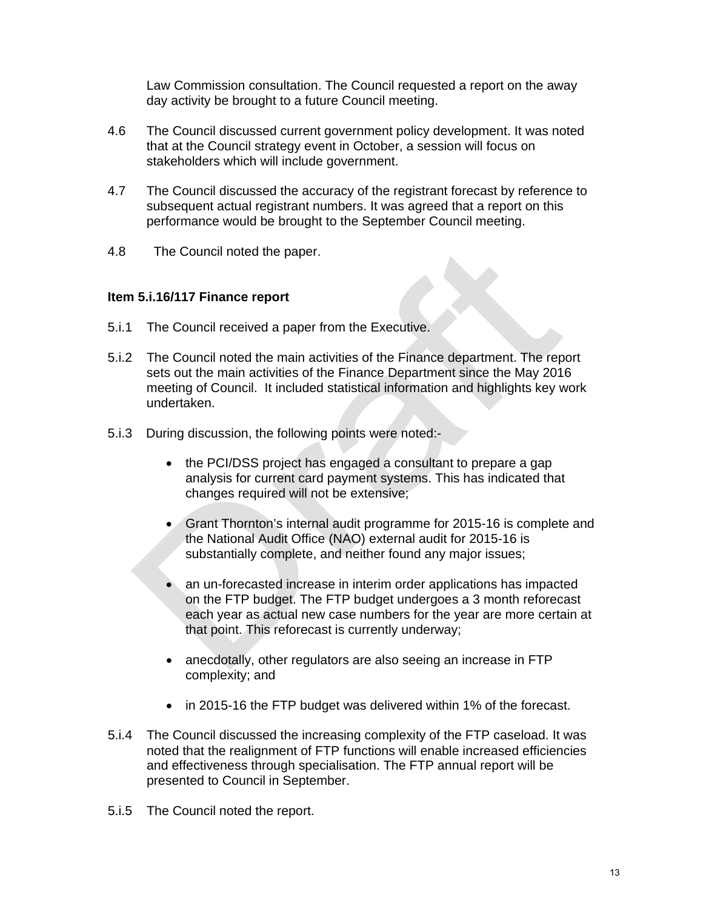Law Commission consultation. The Council requested a report on the away day activity be brought to a future Council meeting.

4.6 The Council discussed current government policy development. It was noted that at the Council strategy event in October, a session will focus on stakeholders which will include government.

4.7 The Council discussed the accuracy of the registrant forecast by reference to subsequent actual registrant numbers. It was agreed that a report on this performance would be brought to the September Council meeting.

4.8 The Council noted the paper.

**Item 5.i.16/117 Finance report**

5.i.1 The Council received a paper from the Executive.

5.i.2 The Council noted the main activities of the Finance department. The report sets out the main activities of the Finance Department since the May 2016 meeting of Council. It included statistical information and highlights key work undertaken.

5.i.3 During discussion, the following points were noted:-

- the PCI/DSS project has engaged a consultant to prepare a gap analysis for current card payment systems. This has indicated that changes required will not be extensive;
- Grant Thornton's internal audit programme for 2015-16 is complete and the National Audit Office (NAO) external audit for 2015-16 is substantially complete, and neither found any major issues;
- an un-forecasted increase in interim order applications has impacted on the FTP budget. The FTP budget undergoes a 3 month reforecast each year as actual new case numbers for the year are more certain at that point. This reforecast is currently underway;
- anecdotally, other regulators are also seeing an increase in FTP complexity; and
- in 2015-16 the FTP budget was delivered within 1% of the forecast.

5.i.4 The Council discussed the increasing complexity of the FTP caseload. It was noted that the realignment of FTP functions will enable increased efficiencies and effectiveness through specialisation. The FTP annual report will be presented to Council in September.

5.i.5 The Council noted the report.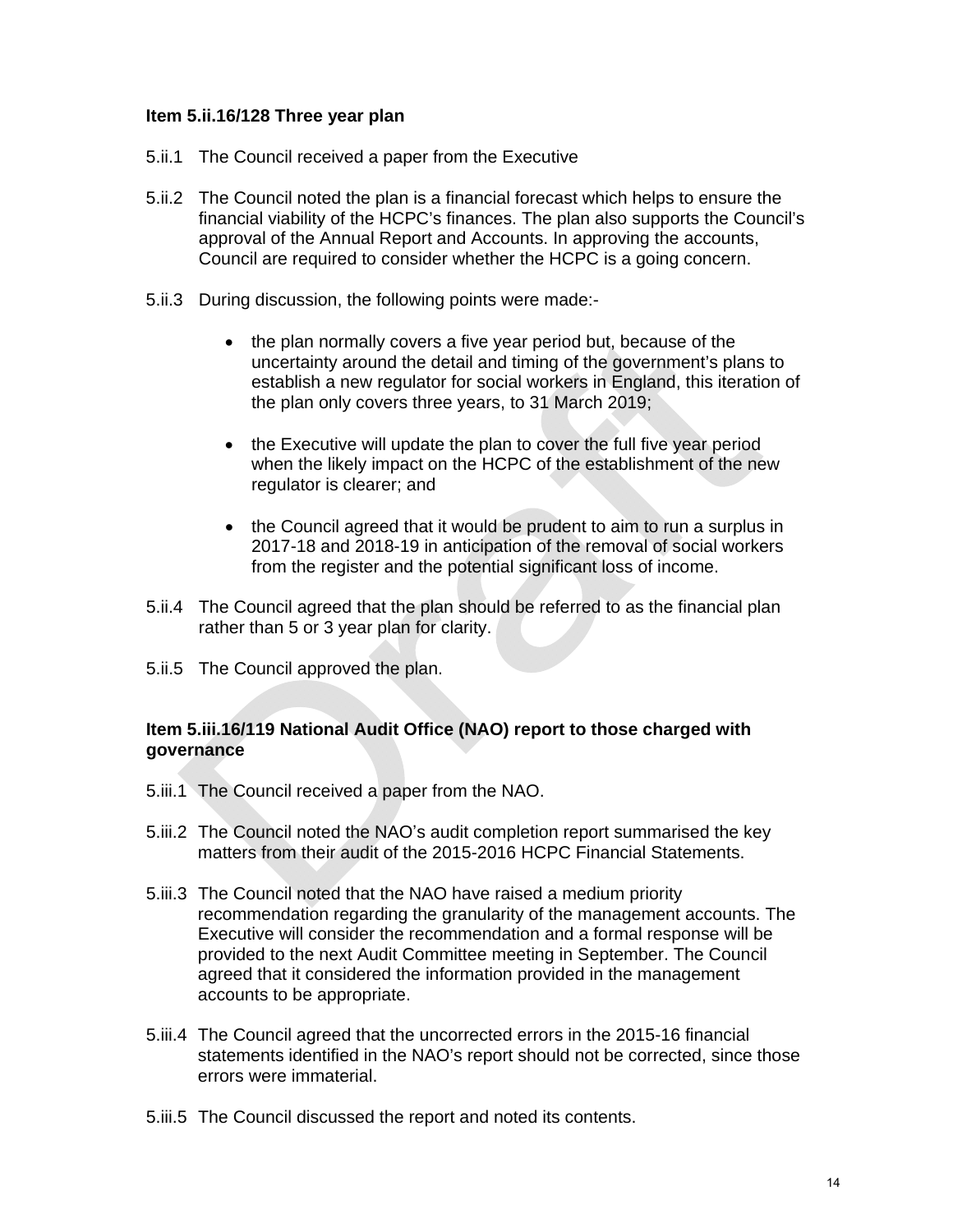**Item 5.ii.16/128 Three year plan**

5.ii.1 The Council received a paper from the Executive

5.ii.2 The Council noted the plan is a financial forecast which helps to ensure the financial viability of the HCPC's finances. The plan also supports the Council's approval of the Annual Report and Accounts. In approving the accounts, Council are required to consider whether the HCPC is a going concern.

5.ii.3 During discussion, the following points were made:-

- the plan normally covers a five year period but, because of the uncertainty around the detail and timing of the government's plans to establish a new regulator for social workers in England, this iteration of the plan only covers three years, to 31 March 2019;

- the Executive will update the plan to cover the full five year period when the likely impact on the HCPC of the establishment of the new regulator is clearer; and

- the Council agreed that it would be prudent to aim to run a surplus in 2017-18 and 2018-19 in anticipation of the removal of social workers from the register and the potential significant loss of income.

5.ii.4 The Council agreed that the plan should be referred to as the financial plan rather than 5 or 3 year plan for clarity.

5.ii.5 The Council approved the plan.

**Item 5.iii.16/119 National Audit Office (NAO) report to those charged with governance**

5.iii.1 The Council received a paper from the NAO.

5.iii.2 The Council noted the NAO's audit completion report summarised the key matters from their audit of the 2015-2016 HCPC Financial Statements.

5.iii.3 The Council noted that the NAO have raised a medium priority recommendation regarding the granularity of the management accounts. The Executive will consider the recommendation and a formal response will be provided to the next Audit Committee meeting in September. The Council agreed that it considered the information provided in the management accounts to be appropriate.

5.iii.4 The Council agreed that the uncorrected errors in the 2015-16 financial statements identified in the NAO's report should not be corrected, since those errors were immaterial.

5.iii.5 The Council discussed the report and noted its contents.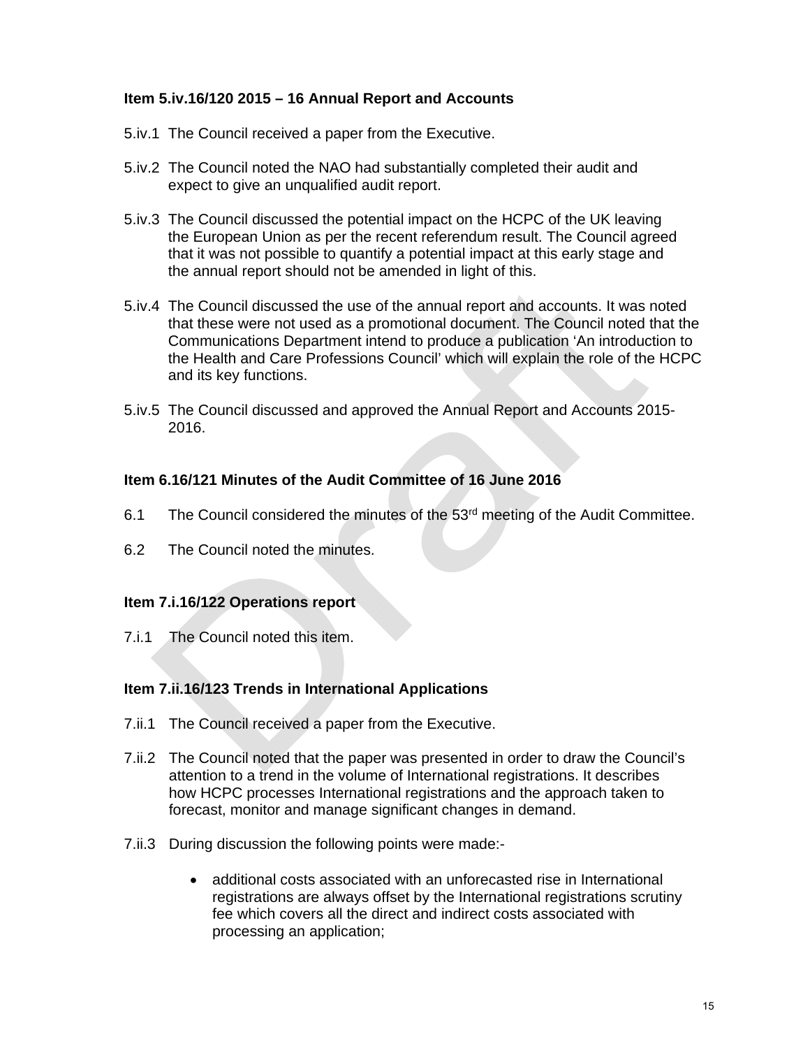**Item 5.iv.16/120 2015 – 16 Annual Report and Accounts**

5.iv.1 The Council received a paper from the Executive.

5.iv.2 The Council noted the NAO had substantially completed their audit and expect to give an unqualified audit report.

5.iv.3 The Council discussed the potential impact on the HCPC of the UK leaving the European Union as per the recent referendum result. The Council agreed that it was not possible to quantify a potential impact at this early stage and the annual report should not be amended in light of this.

5.iv.4 The Council discussed the use of the annual report and accounts. It was noted that these were not used as a promotional document. The Council noted that the Communications Department intend to produce a publication 'An introduction to the Health and Care Professions Council' which will explain the role of the HCPC and its key functions.

5.iv.5 The Council discussed and approved the Annual Report and Accounts 2015-2016.

**Item 6.16/121 Minutes of the Audit Committee of 16 June 2016**

6.1 The Council considered the minutes of the 53rd meeting of the Audit Committee.

6.2 The Council noted the minutes.

**Item 7.i.16/122 Operations report**

7.i.1 The Council noted this item.

**Item 7.ii.16/123 Trends in International Applications**

7.ii.1 The Council received a paper from the Executive.

7.ii.2 The Council noted that the paper was presented in order to draw the Council's attention to a trend in the volume of International registrations. It describes how HCPC processes International registrations and the approach taken to forecast, monitor and manage significant changes in demand.

7.ii.3 During discussion the following points were made:-

- additional costs associated with an unforecasted rise in International registrations are always offset by the International registrations scrutiny fee which covers all the direct and indirect costs associated with processing an application;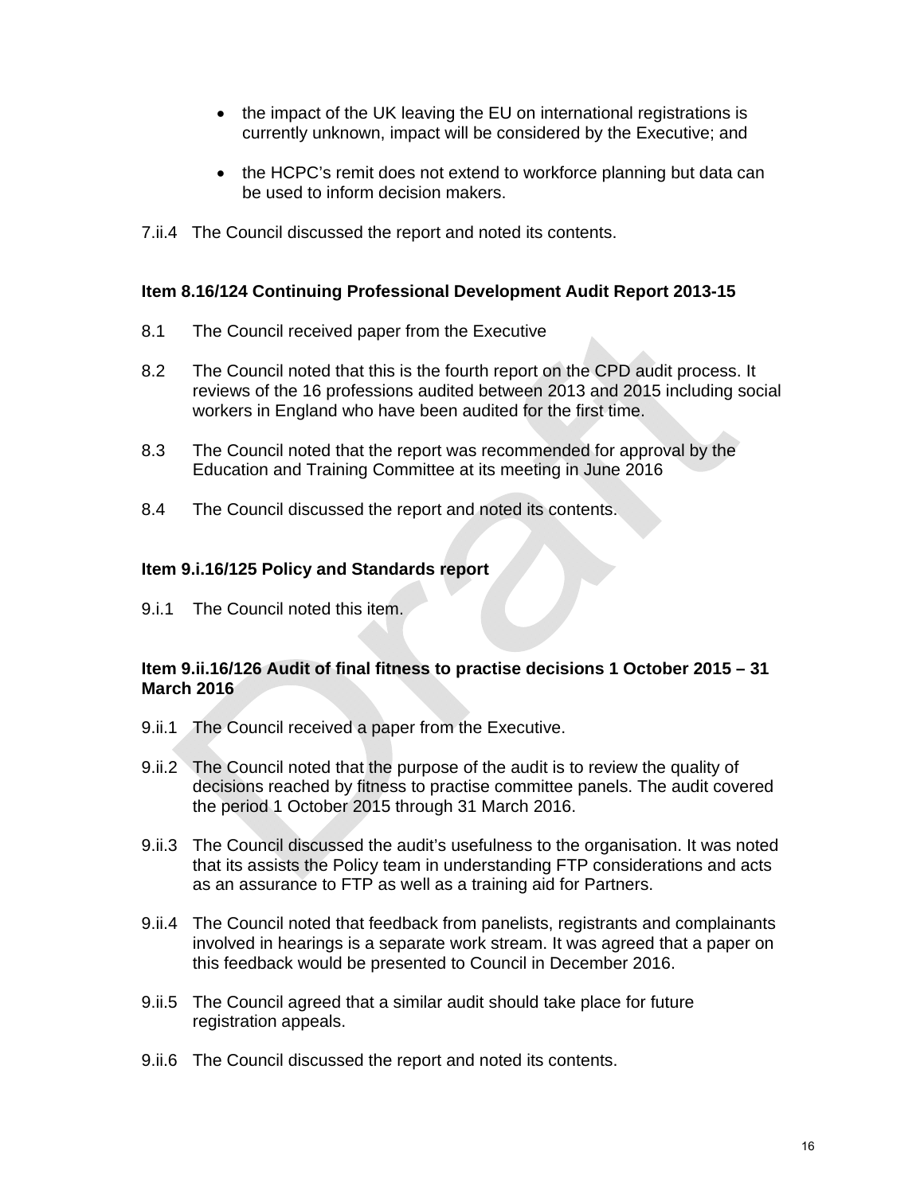- the impact of the UK leaving the EU on international registrations is currently unknown, impact will be considered by the Executive; and

- the HCPC's remit does not extend to workforce planning but data can be used to inform decision makers.

7.ii.4 The Council discussed the report and noted its contents.

**Item 8.16/124 Continuing Professional Development Audit Report 2013-15**

8.1 The Council received paper from the Executive

8.2 The Council noted that this is the fourth report on the CPD audit process. It reviews of the 16 professions audited between 2013 and 2015 including social workers in England who have been audited for the first time.

8.3 The Council noted that the report was recommended for approval by the Education and Training Committee at its meeting in June 2016

8.4 The Council discussed the report and noted its contents.

**Item 9.i.16/125 Policy and Standards report**

9.i.1 The Council noted this item.

**Item 9.ii.16/126 Audit of final fitness to practise decisions 1 October 2015 – 31 March 2016**

9.ii.1 The Council received a paper from the Executive.

9.ii.2 The Council noted that the purpose of the audit is to review the quality of decisions reached by fitness to practise committee panels. The audit covered the period 1 October 2015 through 31 March 2016.

9.ii.3 The Council discussed the audit's usefulness to the organisation. It was noted that its assists the Policy team in understanding FTP considerations and acts as an assurance to FTP as well as a training aid for Partners.

9.ii.4 The Council noted that feedback from panelists, registrants and complainants involved in hearings is a separate work stream. It was agreed that a paper on this feedback would be presented to Council in December 2016.

9.ii.5 The Council agreed that a similar audit should take place for future registration appeals.

9.ii.6 The Council discussed the report and noted its contents.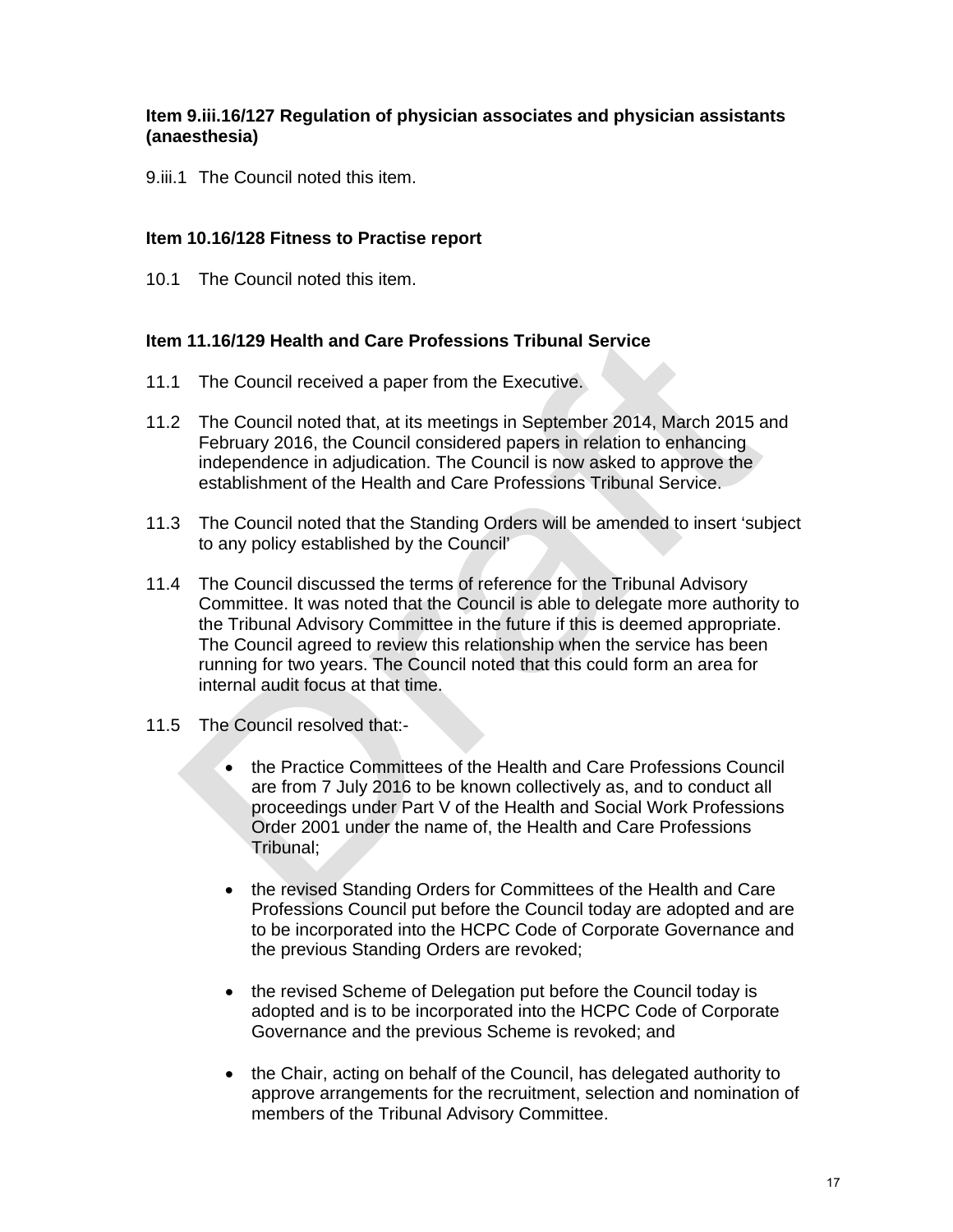**Item 9.iii.16/127 Regulation of physician associates and physician assistants (anaesthesia)**

9.iii.1 The Council noted this item.

**Item 10.16/128 Fitness to Practise report**

10.1 The Council noted this item.

**Item 11.16/129 Health and Care Professions Tribunal Service**

11.1 The Council received a paper from the Executive.

11.2 The Council noted that, at its meetings in September 2014, March 2015 and February 2016, the Council considered papers in relation to enhancing independence in adjudication. The Council is now asked to approve the establishment of the Health and Care Professions Tribunal Service.

11.3 The Council noted that the Standing Orders will be amended to insert 'subject to any policy established by the Council'

11.4 The Council discussed the terms of reference for the Tribunal Advisory Committee. It was noted that the Council is able to delegate more authority to the Tribunal Advisory Committee in the future if this is deemed appropriate. The Council agreed to review this relationship when the service has been running for two years. The Council noted that this could form an area for internal audit focus at that time.

11.5 The Council resolved that:-

- the Practice Committees of the Health and Care Professions Council are from 7 July 2016 to be known collectively as, and to conduct all proceedings under Part V of the Health and Social Work Professions Order 2001 under the name of, the Health and Care Professions Tribunal;

- the revised Standing Orders for Committees of the Health and Care Professions Council put before the Council today are adopted and are to be incorporated into the HCPC Code of Corporate Governance and the previous Standing Orders are revoked;

- the revised Scheme of Delegation put before the Council today is adopted and is to be incorporated into the HCPC Code of Corporate Governance and the previous Scheme is revoked; and

- the Chair, acting on behalf of the Council, has delegated authority to approve arrangements for the recruitment, selection and nomination of members of the Tribunal Advisory Committee.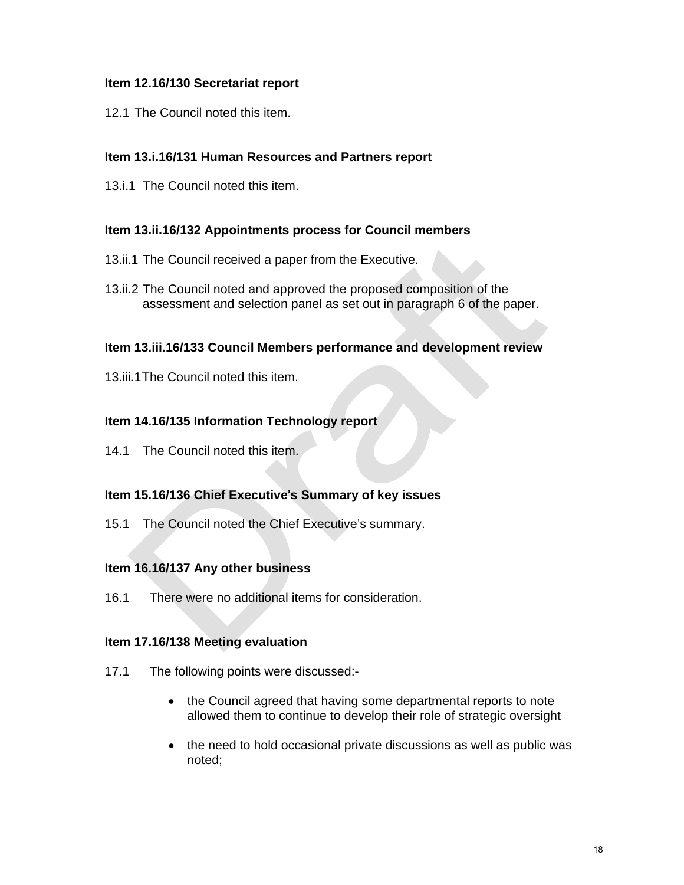**Item 12.16/130 Secretariat report**

12.1 The Council noted this item.

**Item 13.i.16/131 Human Resources and Partners report**

13.i.1 The Council noted this item.

**Item 13.ii.16/132 Appointments process for Council members**

13.ii.1 The Council received a paper from the Executive.

13.ii.2 The Council noted and approved the proposed composition of the assessment and selection panel as set out in paragraph 6 of the paper.

**Item 13.iii.16/133 Council Members performance and development review**

13.iii.1 The Council noted this item.

**Item 14.16/135 Information Technology report**

14.1 The Council noted this item.

**Item 15.16/136 Chief Executive's Summary of key issues**

15.1 The Council noted the Chief Executive's summary.

**Item 16.16/137 Any other business**

16.1 There were no additional items for consideration.

**Item 17.16/138 Meeting evaluation**

17.1 The following points were discussed:-

- the Council agreed that having some departmental reports to note allowed them to continue to develop their role of strategic oversight
- the need to hold occasional private discussions as well as public was noted;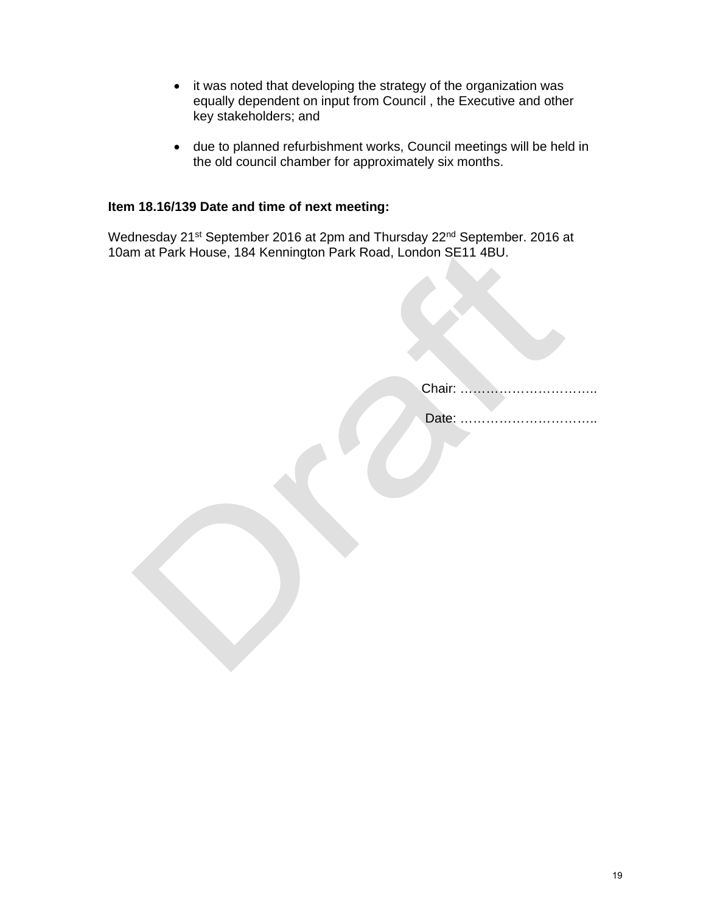- it was noted that developing the strategy of the organization was equally dependent on input from Council , the Executive and other key stakeholders; and

- due to planned refurbishment works, Council meetings will be held in the old council chamber for approximately six months.

**Item 18.16/139 Date and time of next meeting:**

Wednesday 21st September 2016 at 2pm and Thursday 22nd September. 2016 at 10am at Park House, 184 Kennington Park Road, London SE11 4BU.

Draft

Chair: …………………………..

Date: …………………………..